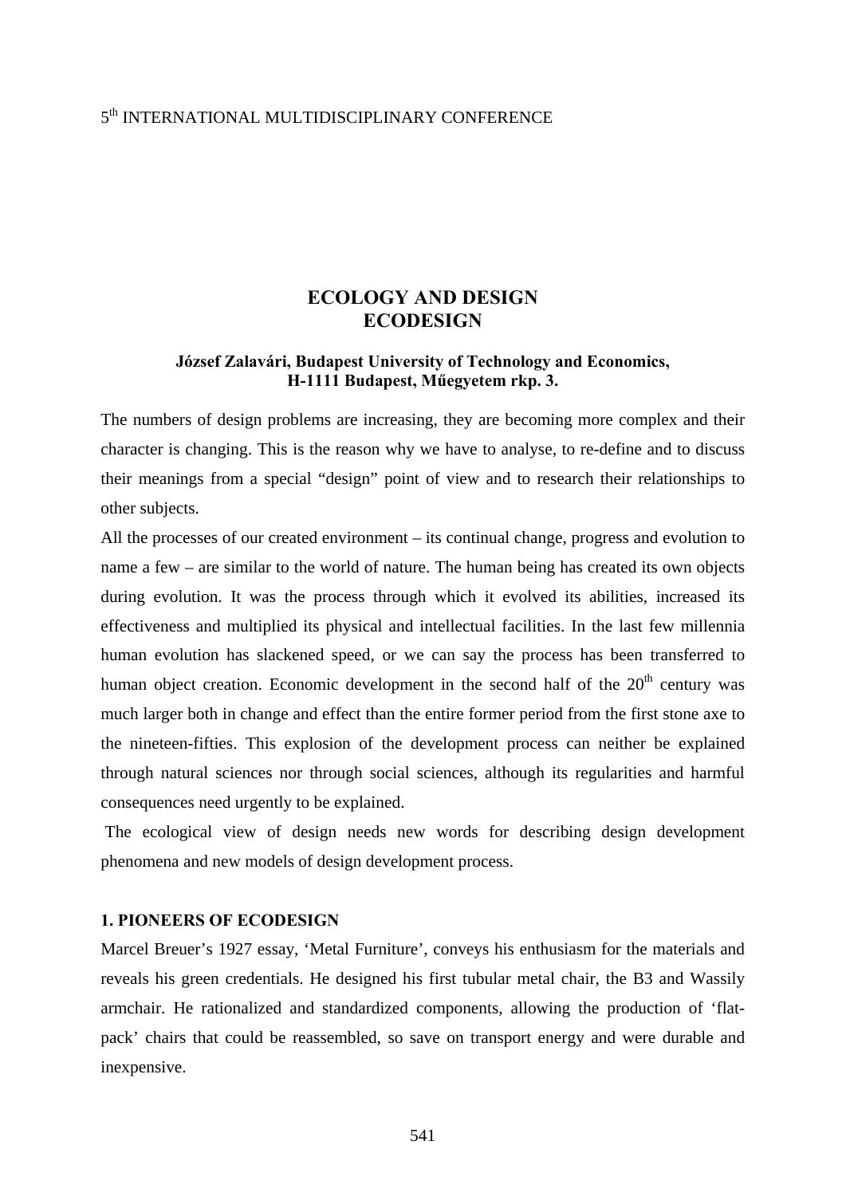5th INTERNATIONAL MULTIDISCIPLINARY CONFERENCE

# ECOLOGY AND DESIGN
# ECODESIGN

**József Zalavári, Budapest University of Technology and Economics, H-1111 Budapest, Műegyetem rkp. 3.**

The numbers of design problems are increasing, they are becoming more complex and their character is changing. This is the reason why we have to analyse, to re-define and to discuss their meanings from a special "design" point of view and to research their relationships to other subjects.

All the processes of our created environment – its continual change, progress and evolution to name a few – are similar to the world of nature. The human being has created its own objects during evolution. It was the process through which it evolved its abilities, increased its effectiveness and multiplied its physical and intellectual facilities. In the last few millennia human evolution has slackened speed, or we can say the process has been transferred to human object creation. Economic development in the second half of the 20th century was much larger both in change and effect than the entire former period from the first stone axe to the nineteen-fifties. This explosion of the development process can neither be explained through natural sciences nor through social sciences, although its regularities and harmful consequences need urgently to be explained.

The ecological view of design needs new words for describing design development phenomena and new models of design development process.

## 1. PIONEERS OF ECODESIGN

Marcel Breuer's 1927 essay, 'Metal Furniture', conveys his enthusiasm for the materials and reveals his green credentials. He designed his first tubular metal chair, the B3 and Wassily armchair. He rationalized and standardized components, allowing the production of 'flat-pack' chairs that could be reassembled, so save on transport energy and were durable and inexpensive.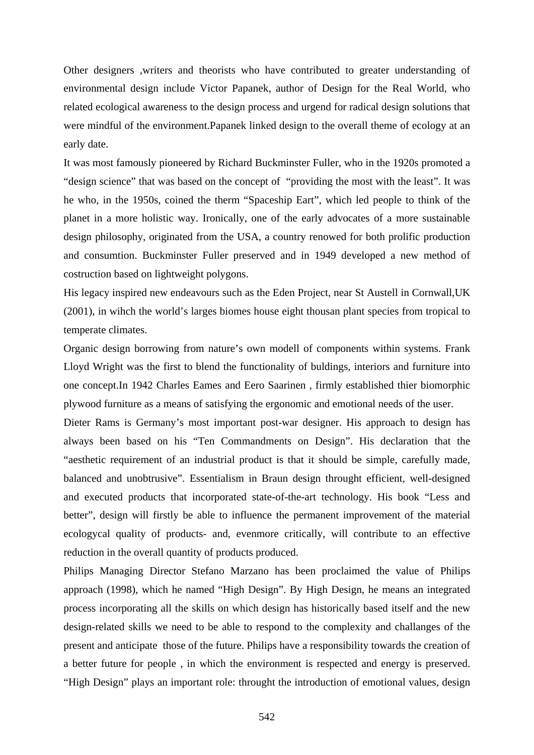Other designers ,writers and theorists who have contributed to greater understanding of environmental design include Victor Papanek, author of Design for the Real World, who related ecological awareness to the design process and urgend for radical design solutions that were mindful of the environment.Papanek linked design to the overall theme of ecology at an early date.

It was most famously pioneered by Richard Buckminster Fuller, who in the 1920s promoted a "design science" that was based on the concept of "providing the most with the least". It was he who, in the 1950s, coined the therm "Spaceship Eart", which led people to think of the planet in a more holistic way. Ironically, one of the early advocates of a more sustainable design philosophy, originated from the USA, a country renowed for both prolific production and consumtion. Buckminster Fuller preserved and in 1949 developed a new method of costruction based on lightweight polygons.

His legacy inspired new endeavours such as the Eden Project, near St Austell in Cornwall,UK (2001), in wihch the world's larges biomes house eight thousan plant species from tropical to temperate climates.

Organic design borrowing from nature's own modell of components within systems. Frank Lloyd Wright was the first to blend the functionality of buldings, interiors and furniture into one concept.In 1942 Charles Eames and Eero Saarinen , firmly established thier biomorphic plywood furniture as a means of satisfying the ergonomic and emotional needs of the user.

Dieter Rams is Germany's most important post-war designer. His approach to design has always been based on his "Ten Commandments on Design". His declaration that the "aesthetic requirement of an industrial product is that it should be simple, carefully made, balanced and unobtrusive". Essentialism in Braun design throught efficient, well-designed and executed products that incorporated state-of-the-art technology. His book "Less and better", design will firstly be able to influence the permanent improvement of the material ecologycal quality of products- and, evenmore critically, will contribute to an effective reduction in the overall quantity of products produced.

Philips Managing Director Stefano Marzano has been proclaimed the value of Philips approach (1998), which he named "High Design". By High Design, he means an integrated process incorporating all the skills on which design has historically based itself and the new design-related skills we need to be able to respond to the complexity and challanges of the present and anticipate those of the future. Philips have a responsibility towards the creation of a better future for people , in which the environment is respected and energy is preserved. "High Design" plays an important role: throught the introduction of emotional values, design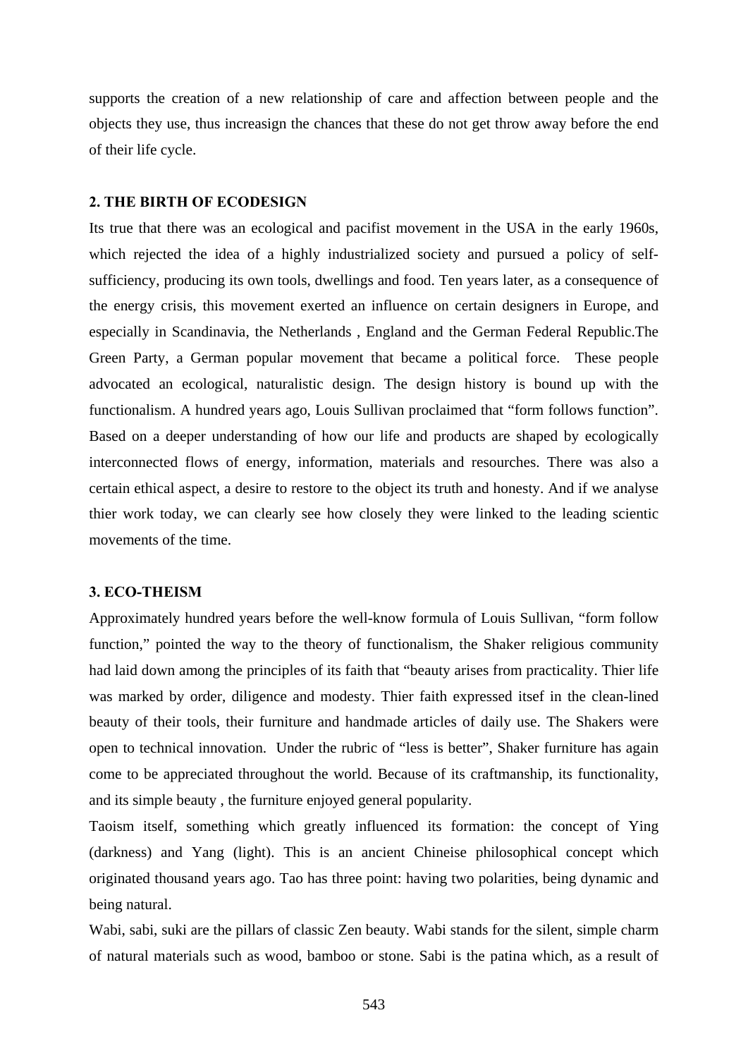supports the creation of a new relationship of care and affection between people and the objects they use, thus increasign the chances that these do not get throw away before the end of their life cycle.

## 2. THE BIRTH OF ECODESIGN

Its true that there was an ecological and pacifist movement in the USA in the early 1960s, which rejected the idea of a highly industrialized society and pursued a policy of self-sufficiency, producing its own tools, dwellings and food. Ten years later, as a consequence of the energy crisis, this movement exerted an influence on certain designers in Europe, and especially in Scandinavia, the Netherlands , England and the German Federal Republic.The Green Party, a German popular movement that became a political force.  These people advocated an ecological, naturalistic design. The design history is bound up with the functionalism. A hundred years ago, Louis Sullivan proclaimed that "form follows function". Based on a deeper understanding of how our life and products are shaped by ecologically interconnected flows of energy, information, materials and resourches. There was also a certain ethical aspect, a desire to restore to the object its truth and honesty. And if we analyse thier work today, we can clearly see how closely they were linked to the leading scientic movements of the time.

## 3. ECO-THEISM

Approximately hundred years before the well-know formula of Louis Sullivan, "form follow function," pointed the way to the theory of functionalism, the Shaker religious community had laid down among the principles of its faith that "beauty arises from practicality. Thier life was marked by order, diligence and modesty. Thier faith expressed itsef in the clean-lined beauty of their tools, their furniture and handmade articles of daily use. The Shakers were open to technical innovation.  Under the rubric of "less is better", Shaker furniture has again come to be appreciated throughout the world. Because of its craftmanship, its functionality, and its simple beauty , the furniture enjoyed general popularity.

Taoism itself, something which greatly influenced its formation: the concept of Ying (darkness) and Yang (light). This is an ancient Chineise philosophical concept which originated thousand years ago. Tao has three point: having two polarities, being dynamic and being natural.

Wabi, sabi, suki are the pillars of classic Zen beauty. Wabi stands for the silent, simple charm of natural materials such as wood, bamboo or stone. Sabi is the patina which, as a result of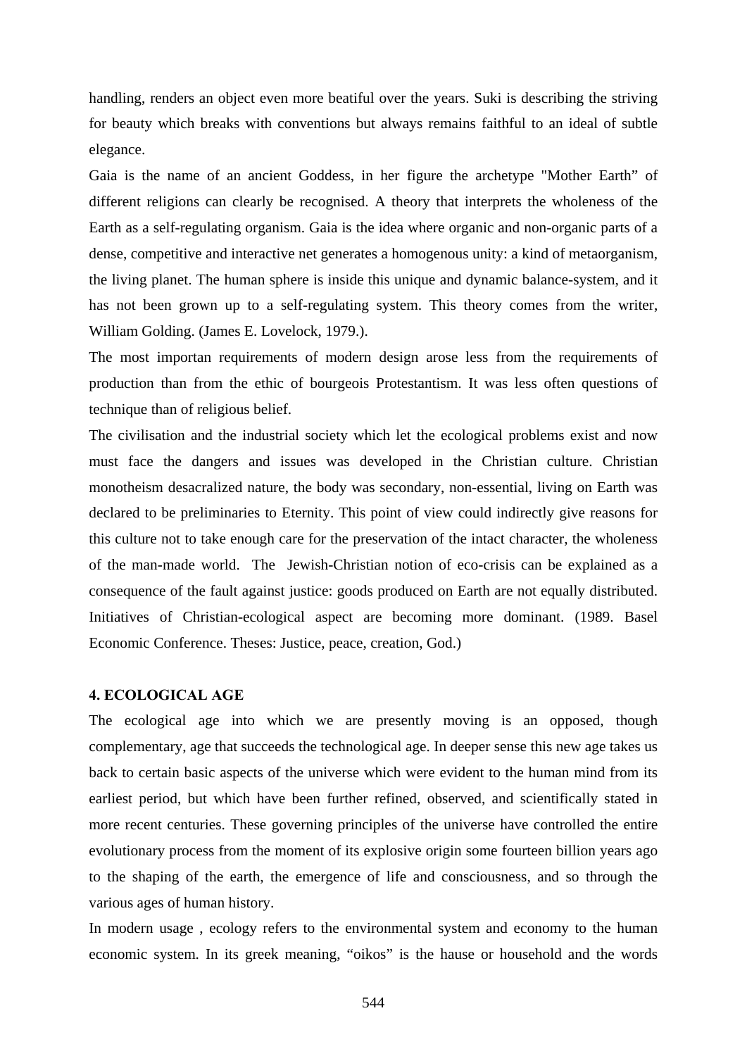handling, renders an object even more beatiful over the years. Suki is describing the striving for beauty which breaks with conventions but always remains faithful to an ideal of subtle elegance.

Gaia is the name of an ancient Goddess, in her figure the archetype "Mother Earth" of different religions can clearly be recognised. A theory that interprets the wholeness of the Earth as a self-regulating organism. Gaia is the idea where organic and non-organic parts of a dense, competitive and interactive net generates a homogenous unity: a kind of metaorganism, the living planet. The human sphere is inside this unique and dynamic balance-system, and it has not been grown up to a self-regulating system. This theory comes from the writer, William Golding. (James E. Lovelock, 1979.).

The most importan requirements of modern design arose less from the requirements of production than from the ethic of bourgeois Protestantism. It was less often questions of technique than of religious belief.

The civilisation and the industrial society which let the ecological problems exist and now must face the dangers and issues was developed in the Christian culture. Christian monotheism desacralized nature, the body was secondary, non-essential, living on Earth was declared to be preliminaries to Eternity. This point of view could indirectly give reasons for this culture not to take enough care for the preservation of the intact character, the wholeness of the man-made world. The Jewish-Christian notion of eco-crisis can be explained as a consequence of the fault against justice: goods produced on Earth are not equally distributed. Initiatives of Christian-ecological aspect are becoming more dominant. (1989. Basel Economic Conference. Theses: Justice, peace, creation, God.)

## 4. ECOLOGICAL AGE

The ecological age into which we are presently moving is an opposed, though complementary, age that succeeds the technological age. In deeper sense this new age takes us back to certain basic aspects of the universe which were evident to the human mind from its earliest period, but which have been further refined, observed, and scientifically stated in more recent centuries. These governing principles of the universe have controlled the entire evolutionary process from the moment of its explosive origin some fourteen billion years ago to the shaping of the earth, the emergence of life and consciousness, and so through the various ages of human history.

In modern usage , ecology refers to the environmental system and economy to the human economic system. In its greek meaning, "oikos" is the hause or household and the words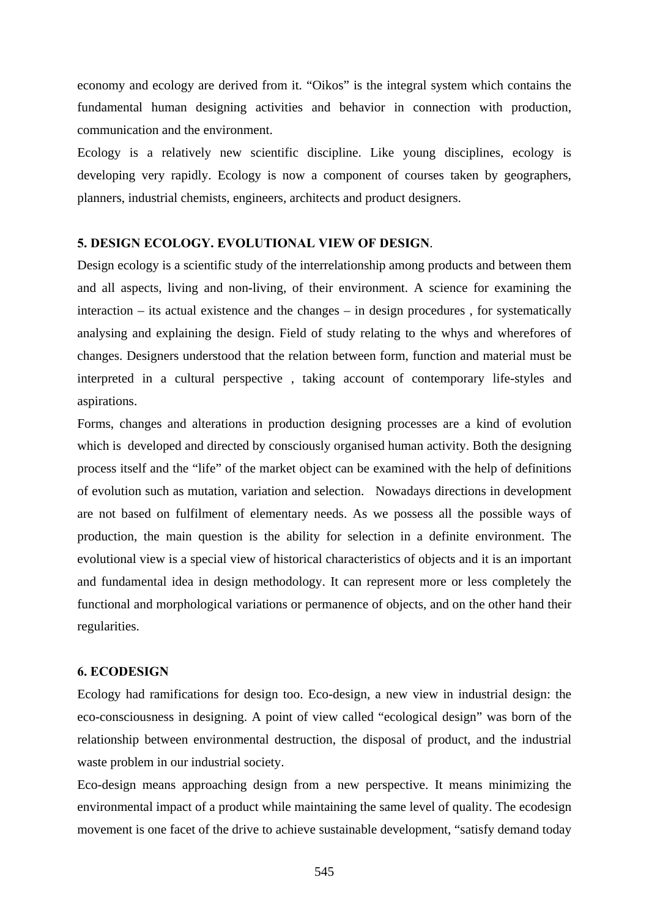economy and ecology are derived from it. “Oikos” is the integral system which contains the fundamental human designing activities and behavior in connection with production, communication and the environment.

Ecology is a relatively new scientific discipline. Like young disciplines, ecology is developing very rapidly. Ecology is now a component of courses taken by geographers, planners, industrial chemists, engineers, architects and product designers.

## 5. DESIGN ECOLOGY. EVOLUTIONAL VIEW OF DESIGN.

Design ecology is a scientific study of the interrelationship among products and between them and all aspects, living and non-living, of their environment. A science for examining the interaction – its actual existence and the changes – in design procedures , for systematically analysing and explaining the design. Field of study relating to the whys and wherefores of changes. Designers understood that the relation between form, function and material must be interpreted in a cultural perspective , taking account of contemporary life-styles and aspirations.

Forms, changes and alterations in production designing processes are a kind of evolution which is developed and directed by consciously organised human activity. Both the designing process itself and the “life” of the market object can be examined with the help of definitions of evolution such as mutation, variation and selection. Nowadays directions in development are not based on fulfilment of elementary needs. As we possess all the possible ways of production, the main question is the ability for selection in a definite environment. The evolutional view is a special view of historical characteristics of objects and it is an important and fundamental idea in design methodology. It can represent more or less completely the functional and morphological variations or permanence of objects, and on the other hand their regularities.

## 6. ECODESIGN

Ecology had ramifications for design too. Eco-design, a new view in industrial design: the eco-consciousness in designing. A point of view called “ecological design” was born of the relationship between environmental destruction, the disposal of product, and the industrial waste problem in our industrial society.

Eco-design means approaching design from a new perspective. It means minimizing the environmental impact of a product while maintaining the same level of quality. The ecodesign movement is one facet of the drive to achieve sustainable development, “satisfy demand today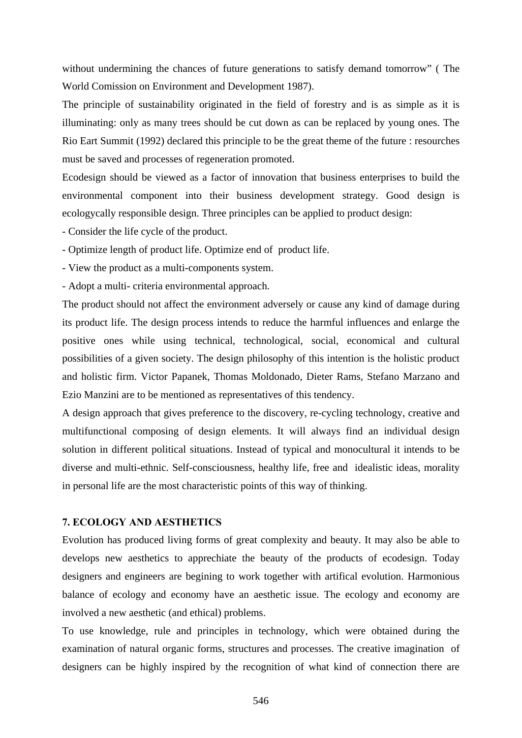without undermining the chances of future generations to satisfy demand tomorrow” ( The World Comission on Environment and Development 1987).

The principle of sustainability originated in the field of forestry and is as simple as it is illuminating: only as many trees should be cut down as can be replaced by young ones. The Rio Eart Summit (1992) declared this principle to be the great theme of the future : resourches must be saved and processes of regeneration promoted.

Ecodesign should be viewed as a factor of innovation that business enterprises to build the environmental component into their business development strategy. Good design is ecologycally responsible design. Three principles can be applied to product design:

- Consider the life cycle of the product.
- Optimize length of product life. Optimize end of product life.
- View the product as a multi-components system.
- Adopt a multi- criteria environmental approach.

The product should not affect the environment adversely or cause any kind of damage during its product life. The design process intends to reduce the harmful influences and enlarge the positive ones while using technical, technological, social, economical and cultural possibilities of a given society. The design philosophy of this intention is the holistic product and holistic firm. Victor Papanek, Thomas Moldonado, Dieter Rams, Stefano Marzano and Ezio Manzini are to be mentioned as representatives of this tendency.

A design approach that gives preference to the discovery, re-cycling technology, creative and multifunctional composing of design elements. It will always find an individual design solution in different political situations. Instead of typical and monocultural it intends to be diverse and multi-ethnic. Self-consciousness, healthy life, free and idealistic ideas, morality in personal life are the most characteristic points of this way of thinking.

## 7. ECOLOGY AND AESTHETICS

Evolution has produced living forms of great complexity and beauty. It may also be able to develops new aesthetics to apprechiate the beauty of the products of ecodesign. Today designers and engineers are begining to work together with artifical evolution. Harmonious balance of ecology and economy have an aesthetic issue. The ecology and economy are involved a new aesthetic (and ethical) problems.

To use knowledge, rule and principles in technology, which were obtained during the examination of natural organic forms, structures and processes. The creative imagination of designers can be highly inspired by the recognition of what kind of connection there are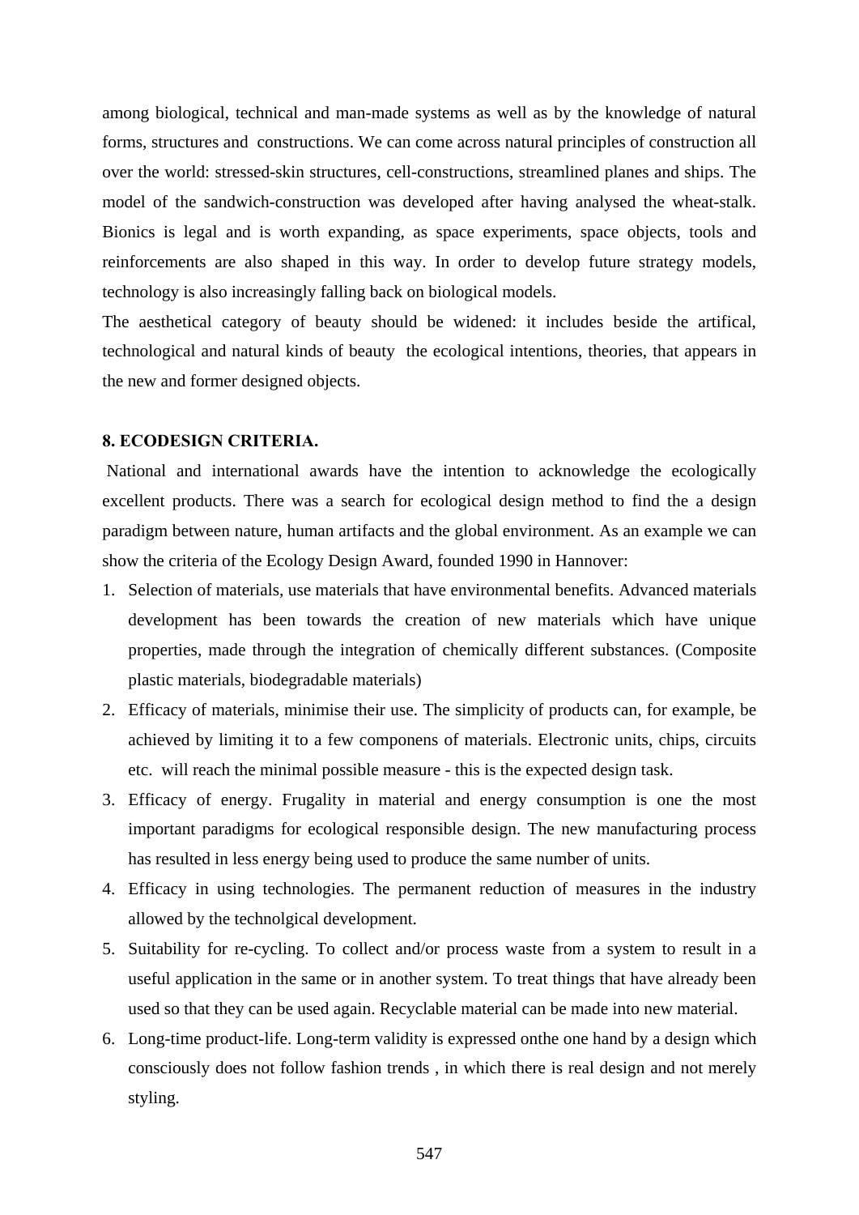among biological, technical and man-made systems as well as by the knowledge of natural forms, structures and constructions. We can come across natural principles of construction all over the world: stressed-skin structures, cell-constructions, streamlined planes and ships. The model of the sandwich-construction was developed after having analysed the wheat-stalk. Bionics is legal and is worth expanding, as space experiments, space objects, tools and reinforcements are also shaped in this way. In order to develop future strategy models, technology is also increasingly falling back on biological models.

The aesthetical category of beauty should be widened: it includes beside the artifical, technological and natural kinds of beauty the ecological intentions, theories, that appears in the new and former designed objects.

**8. ECODESIGN CRITERIA.**

National and international awards have the intention to acknowledge the ecologically excellent products. There was a search for ecological design method to find the a design paradigm between nature, human artifacts and the global environment. As an example we can show the criteria of the Ecology Design Award, founded 1990 in Hannover:

1. Selection of materials, use materials that have environmental benefits. Advanced materials development has been towards the creation of new materials which have unique properties, made through the integration of chemically different substances. (Composite plastic materials, biodegradable materials)
2. Efficacy of materials, minimise their use. The simplicity of products can, for example, be achieved by limiting it to a few componens of materials. Electronic units, chips, circuits etc. will reach the minimal possible measure - this is the expected design task.
3. Efficacy of energy. Frugality in material and energy consumption is one the most important paradigms for ecological responsible design. The new manufacturing process has resulted in less energy being used to produce the same number of units.
4. Efficacy in using technologies. The permanent reduction of measures in the industry allowed by the technolgical development.
5. Suitability for re-cycling. To collect and/or process waste from a system to result in a useful application in the same or in another system. To treat things that have already been used so that they can be used again. Recyclable material can be made into new material.
6. Long-time product-life. Long-term validity is expressed onthe one hand by a design which consciously does not follow fashion trends , in which there is real design and not merely styling.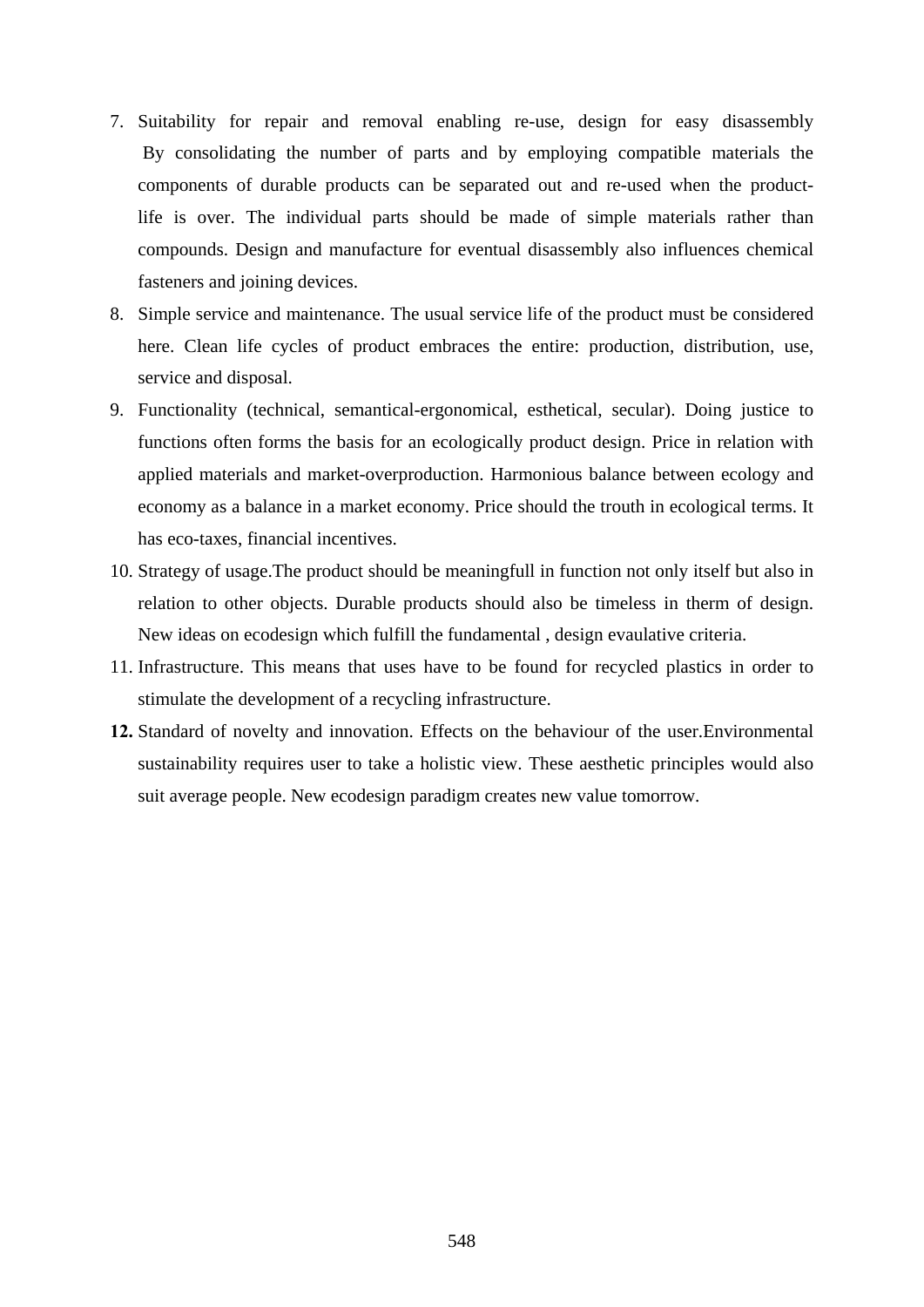7. Suitability for repair and removal enabling re-use, design for easy disassembly By consolidating the number of parts and by employing compatible materials the components of durable products can be separated out and re-used when the product-life is over. The individual parts should be made of simple materials rather than compounds. Design and manufacture for eventual disassembly also influences chemical fasteners and joining devices.
8. Simple service and maintenance. The usual service life of the product must be considered here. Clean life cycles of product embraces the entire: production, distribution, use, service and disposal.
9. Functionality (technical, semantical-ergonomical, esthetical, secular). Doing justice to functions often forms the basis for an ecologically product design. Price in relation with applied materials and market-overproduction. Harmonious balance between ecology and economy as a balance in a market economy. Price should the trouth in ecological terms. It has eco-taxes, financial incentives.
10. Strategy of usage.The product should be meaningfull in function not only itself but also in relation to other objects. Durable products should also be timeless in therm of design. New ideas on ecodesign which fulfill the fundamental , design evaulative criteria.
11. Infrastructure. This means that uses have to be found for recycled plastics in order to stimulate the development of a recycling infrastructure.
12. Standard of novelty and innovation. Effects on the behaviour of the user.Environmental sustainability requires user to take a holistic view. These aesthetic principles would also suit average people. New ecodesign paradigm creates new value tomorrow.